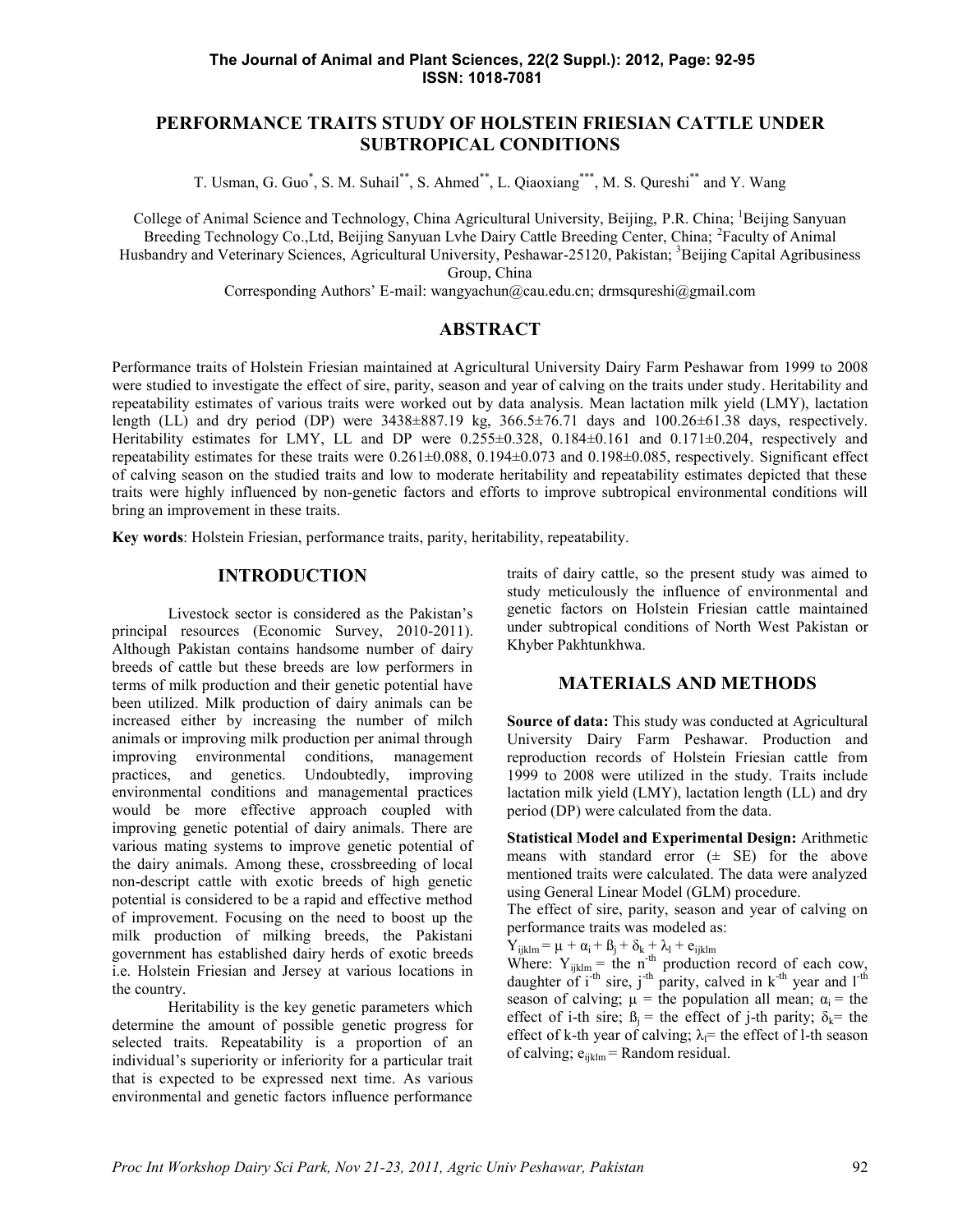# PERFORMANCE TRAITS STUDY OF HOLSTEIN FRIESIAN CATTLE UNDER SUBTROPICAL CONDITIONS

T. Usman, G. Guo*, S. M. Suhail**, S. Ahmed**, L. Qiaoxiang***, M. S. Qureshi** and Y. Wang

College of Animal Science and Technology, China Agricultural University, Beijing, P.R. China; [1]Beijing Sanyuan Breeding Technology Co.,Ltd, Beijing Sanyuan Lvhe Dairy Cattle Breeding Center, China; [2]Faculty of Animal Husbandry and Veterinary Sciences, Agricultural University, Peshawar-25120, Pakistan; [3]Beijing Capital Agribusiness Group, China

Corresponding Authors' E-mail: wangyachun@cau.edu.cn; drmsqureshi@gmail.com

## ABSTRACT

Performance traits of Holstein Friesian maintained at Agricultural University Dairy Farm Peshawar from 1999 to 2008 were studied to investigate the effect of sire, parity, season and year of calving on the traits under study. Heritability and repeatability estimates of various traits were worked out by data analysis. Mean lactation milk yield (LMY), lactation length (LL) and dry period (DP) were 3438±887.19 kg, 366.5±76.71 days and 100.26±61.38 days, respectively. Heritability estimates for LMY, LL and DP were 0.255±0.328, 0.184±0.161 and 0.171±0.204, respectively and repeatability estimates for these traits were 0.261±0.088, 0.194±0.073 and 0.198±0.085, respectively. Significant effect of calving season on the studied traits and low to moderate heritability and repeatability estimates depicted that these traits were highly influenced by non-genetic factors and efforts to improve subtropical environmental conditions will bring an improvement in these traits.

**Key words**: Holstein Friesian, performance traits, parity, heritability, repeatability.

## INTRODUCTION

Livestock sector is considered as the Pakistan's principal resources (Economic Survey, 2010-2011). Although Pakistan contains handsome number of dairy breeds of cattle but these breeds are low performers in terms of milk production and their genetic potential have been utilized. Milk production of dairy animals can be increased either by increasing the number of milch animals or improving milk production per animal through improving environmental conditions, management practices, and genetics. Undoubtedly, improving environmental conditions and managemental practices would be more effective approach coupled with improving genetic potential of dairy animals. There are various mating systems to improve genetic potential of the dairy animals. Among these, crossbreeding of local non-descript cattle with exotic breeds of high genetic potential is considered to be a rapid and effective method of improvement. Focusing on the need to boost up the milk production of milking breeds, the Pakistani government has established dairy herds of exotic breeds i.e. Holstein Friesian and Jersey at various locations in the country.

Heritability is the key genetic parameters which determine the amount of possible genetic progress for selected traits. Repeatability is a proportion of an individual's superiority or inferiority for a particular trait that is expected to be expressed next time. As various environmental and genetic factors influence performance traits of dairy cattle, so the present study was aimed to study meticulously the influence of environmental and genetic factors on Holstein Friesian cattle maintained under subtropical conditions of North West Pakistan or Khyber Pakhtunkhwa.

## MATERIALS AND METHODS

**Source of data:** This study was conducted at Agricultural University Dairy Farm Peshawar. Production and reproduction records of Holstein Friesian cattle from 1999 to 2008 were utilized in the study. Traits include lactation milk yield (LMY), lactation length (LL) and dry period (DP) were calculated from the data.

**Statistical Model and Experimental Design:** Arithmetic means with standard error (± SE) for the above mentioned traits were calculated. The data were analyzed using General Linear Model (GLM) procedure.

The effect of sire, parity, season and year of calving on performance traits was modeled as:

$$Y_{ijklm} = \mu + \alpha_i + \beta_j + \delta_k + \lambda_l + e_{ijklm}$$

Where: $Y_{ijklm}$ = the $n^{-th}$ production record of each cow, daughter of $i^{-th}$ sire, $j^{-th}$ parity, calved in $k^{-th}$ year and $l^{-th}$ season of calving; $\mu$ = the population all mean; $\alpha_i$ = the effect of i-th sire; $\beta_j$ = the effect of j-th parity; $\delta_k$ = the effect of k-th year of calving; $\lambda_l$ = the effect of l-th season of calving; $e_{ijklm}$ = Random residual.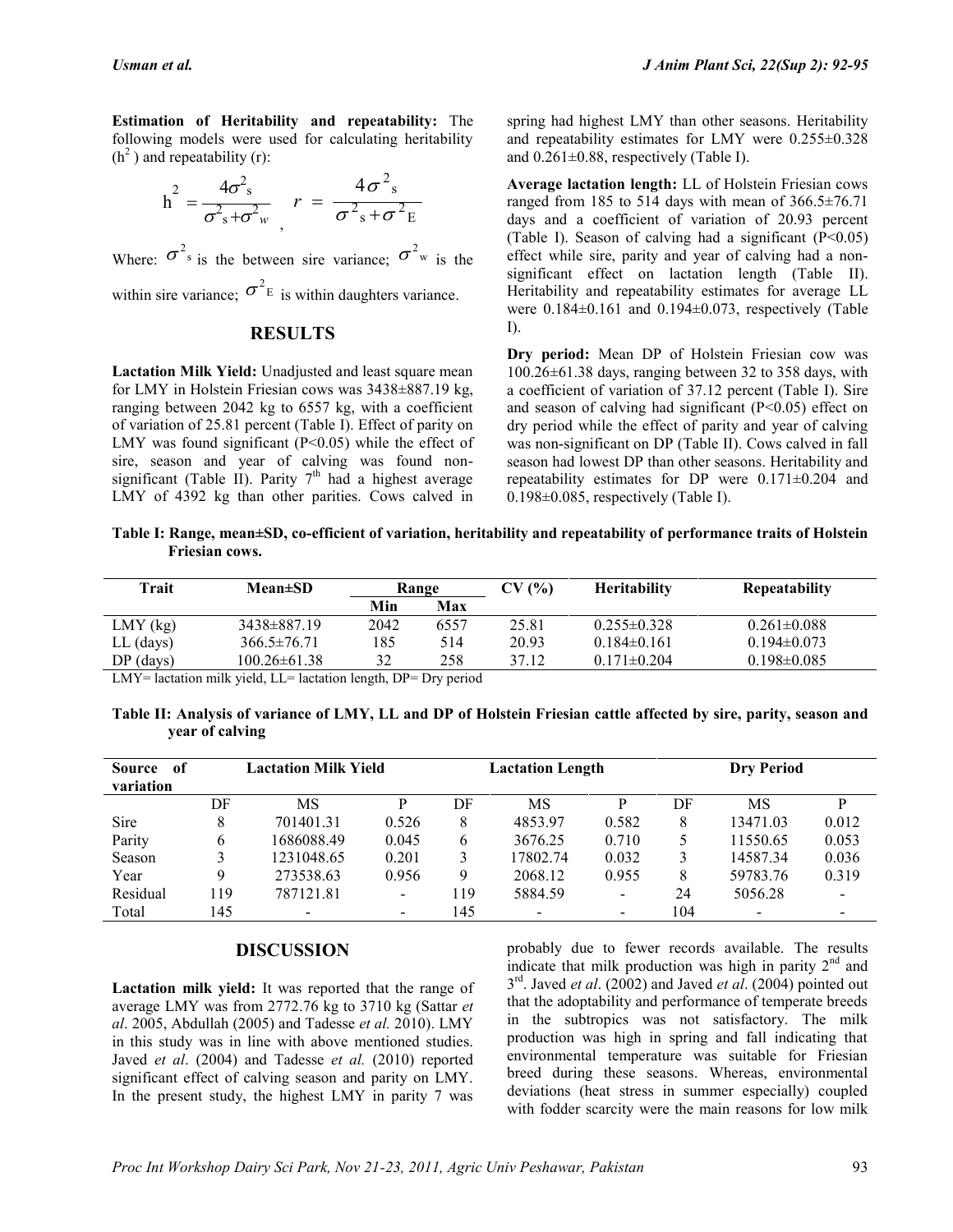**Estimation of Heritability and repeatability:** The following models were used for calculating heritability ($h^2$) and repeatability (r):

$$h^2 = \frac{4\sigma^2_s}{\sigma^2_s + \sigma^2_w}, \quad r = \frac{4\sigma^2_s}{\sigma^2_s + \sigma^2_E}$$

Where: $\sigma^2_s$ is the between sire variance; $\sigma^2_w$ is the within sire variance; $\sigma^2_E$ is within daughters variance.

## RESULTS

**Lactation Milk Yield:** Unadjusted and least square mean for LMY in Holstein Friesian cows was 3438±887.19 kg, ranging between 2042 kg to 6557 kg, with a coefficient of variation of 25.81 percent (Table I). Effect of parity on LMY was found significant ($P<0.05$) while the effect of sire, season and year of calving was found non-significant (Table II). Parity 7th had a highest average LMY of 4392 kg than other parities. Cows calved in spring had highest LMY than other seasons. Heritability and repeatability estimates for LMY were 0.255±0.328 and 0.261±0.88, respectively (Table I).

**Average lactation length:** LL of Holstein Friesian cows ranged from 185 to 514 days with mean of 366.5±76.71 days and a coefficient of variation of 20.93 percent (Table I). Season of calving had a significant ($P<0.05$) effect while sire, parity and year of calving had a non-significant effect on lactation length (Table II). Heritability and repeatability estimates for average LL were 0.184±0.161 and 0.194±0.073, respectively (Table I).

**Dry period:** Mean DP of Holstein Friesian cow was 100.26±61.38 days, ranging between 32 to 358 days, with a coefficient of variation of 37.12 percent (Table I). Sire and season of calving had significant ($P<0.05$) effect on dry period while the effect of parity and year of calving was non-significant on DP (Table II). Cows calved in fall season had lowest DP than other seasons. Heritability and repeatability estimates for DP were 0.171±0.204 and 0.198±0.085, respectively (Table I).

**Table I: Range, mean±SD, co-efficient of variation, heritability and repeatability of performance traits of Holstein Friesian cows.**

| Trait | Mean±SD | Range | | CV (%) | Heritability | Repeatability |
|---|---|---|---|---|---|---|
| | | Min | Max | | | |
| LMY (kg) | 3438±887.19 | 2042 | 6557 | 25.81 | 0.255±0.328 | 0.261±0.088 |
| LL (days) | 366.5±76.71 | 185 | 514 | 20.93 | 0.184±0.161 | 0.194±0.073 |
| DP (days) | 100.26±61.38 | 32 | 258 | 37.12 | 0.171±0.204 | 0.198±0.085 |

LMY= lactation milk yield, LL= lactation length, DP= Dry period

**Table II: Analysis of variance of LMY, LL and DP of Holstein Friesian cattle affected by sire, parity, season and year of calving**

| Source of variation | Lactation Milk Yield | | | Lactation Length | | | Dry Period | | |
|---|---|---|---|---|---|---|---|---|---|
| | DF | MS | P | DF | MS | P | DF | MS | P |
| Sire | 8 | 701401.31 | 0.526 | 8 | 4853.97 | 0.582 | 8 | 13471.03 | 0.012 |
| Parity | 6 | 1686088.49 | 0.045 | 6 | 3676.25 | 0.710 | 5 | 11550.65 | 0.053 |
| Season | 3 | 1231048.65 | 0.201 | 3 | 17802.74 | 0.032 | 3 | 14587.34 | 0.036 |
| Year | 9 | 273538.63 | 0.956 | 9 | 2068.12 | 0.955 | 8 | 59783.76 | 0.319 |
| Residual | 119 | 787121.81 | - | 119 | 5884.59 | - | 24 | 5056.28 | - |
| Total | 145 | - | - | 145 | - | - | 104 | - | - |

## DISCUSSION

**Lactation milk yield:** It was reported that the range of average LMY was from 2772.76 kg to 3710 kg (Sattar *et al*. 2005, Abdullah (2005) and Tadesse *et al.* 2010). LMY in this study was in line with above mentioned studies. Javed *et al*. (2004) and Tadesse *et al.* (2010) reported significant effect of calving season and parity on LMY. In the present study, the highest LMY in parity 7 was probably due to fewer records available. The results indicate that milk production was high in parity 2nd and 3rd. Javed *et al*. (2002) and Javed *et al*. (2004) pointed out that the adoptability and performance of temperate breeds in the subtropics was not satisfactory. The milk production was high in spring and fall indicating that environmental temperature was suitable for Friesian breed during these seasons. Whereas, environmental deviations (heat stress in summer especially) coupled with fodder scarcity were the main reasons for low milk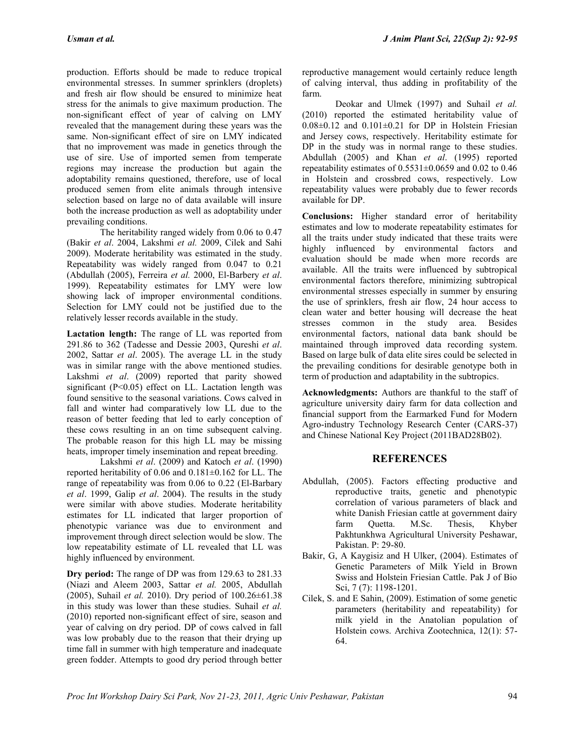production. Efforts should be made to reduce tropical environmental stresses. In summer sprinklers (droplets) and fresh air flow should be ensured to minimize heat stress for the animals to give maximum production. The non-significant effect of year of calving on LMY revealed that the management during these years was the same. Non-significant effect of sire on LMY indicated that no improvement was made in genetics through the use of sire. Use of imported semen from temperate regions may increase the production but again the adoptability remains questioned, therefore, use of local produced semen from elite animals through intensive selection based on large no of data available will insure both the increase production as well as adoptability under prevailing conditions.

The heritability ranged widely from 0.06 to 0.47 (Bakir *et al*. 2004, Lakshmi *et al.* 2009, Cilek and Sahi 2009). Moderate heritability was estimated in the study. Repeatability was widely ranged from 0.047 to 0.21 (Abdullah (2005), Ferreira *et al.* 2000, El-Barbery *et al*. 1999). Repeatability estimates for LMY were low showing lack of improper environmental conditions. Selection for LMY could not be justified due to the relatively lesser records available in the study.

**Lactation length:** The range of LL was reported from 291.86 to 362 (Tadesse and Dessie 2003, Qureshi *et al*. 2002, Sattar *et al*. 2005). The average LL in the study was in similar range with the above mentioned studies. Lakshmi *et al*. (2009) reported that parity showed significant ($P<0.05$) effect on LL. Lactation length was found sensitive to the seasonal variations. Cows calved in fall and winter had comparatively low LL due to the reason of better feeding that led to early conception of these cows resulting in an on time subsequent calving. The probable reason for this high LL may be missing heats, improper timely insemination and repeat breeding.

Lakshmi *et al*. (2009) and Katoch *et al*. (1990) reported heritability of 0.06 and 0.181±0.162 for LL. The range of repeatability was from 0.06 to 0.22 (El-Barbary *et al*. 1999, Galip *et al*. 2004). The results in the study were similar with above studies. Moderate heritability estimates for LL indicated that larger proportion of phenotypic variance was due to environment and improvement through direct selection would be slow. The low repeatability estimate of LL revealed that LL was highly influenced by environment.

**Dry period:** The range of DP was from 129.63 to 281.33 (Niazi and Aleem 2003, Sattar *et al.* 2005, Abdullah (2005), Suhail *et al.* 2010). Dry period of 100.26±61.38 in this study was lower than these studies. Suhail *et al.* (2010) reported non-significant effect of sire, season and year of calving on dry period. DP of cows calved in fall was low probably due to the reason that their drying up time fall in summer with high temperature and inadequate green fodder. Attempts to good dry period through better reproductive management would certainly reduce length of calving interval, thus adding in profitability of the farm.

Deokar and Ulmek (1997) and Suhail *et al.* (2010) reported the estimated heritability value of 0.08±0.12 and 0.101±0.21 for DP in Holstein Friesian and Jersey cows, respectively. Heritability estimate for DP in the study was in normal range to these studies. Abdullah (2005) and Khan *et al*. (1995) reported repeatability estimates of 0.5531±0.0659 and 0.02 to 0.46 in Holstein and crossbred cows, respectively. Low repeatability values were probably due to fewer records available for DP.

**Conclusions:** Higher standard error of heritability estimates and low to moderate repeatability estimates for all the traits under study indicated that these traits were highly influenced by environmental factors and evaluation should be made when more records are available. All the traits were influenced by subtropical environmental factors therefore, minimizing subtropical environmental stresses especially in summer by ensuring the use of sprinklers, fresh air flow, 24 hour access to clean water and better housing will decrease the heat stresses common in the study area. Besides environmental factors, national data bank should be maintained through improved data recording system. Based on large bulk of data elite sires could be selected in the prevailing conditions for desirable genotype both in term of production and adaptability in the subtropics.

**Acknowledgments:** Authors are thankful to the staff of agriculture university dairy farm for data collection and financial support from the Earmarked Fund for Modern Agro-industry Technology Research Center (CARS-37) and Chinese National Key Project (2011BAD28B02).

## REFERENCES

- Abdullah, (2005). Factors effecting productive and reproductive traits, genetic and phenotypic correlation of various parameters of black and white Danish Friesian cattle at government dairy farm Quetta. M.Sc. Thesis, Khyber Pakhtunkhwa Agricultural University Peshawar, Pakistan. P: 29-80.
- Bakir, G, A Kaygisiz and H Ulker, (2004). Estimates of Genetic Parameters of Milk Yield in Brown Swiss and Holstein Friesian Cattle. Pak J of Bio Sci, 7 (7): 1198-1201.
- Cilek, S. and E Sahin, (2009). Estimation of some genetic parameters (heritability and repeatability) for milk yield in the Anatolian population of Holstein cows. Archiva Zootechnica, 12(1): 57-64.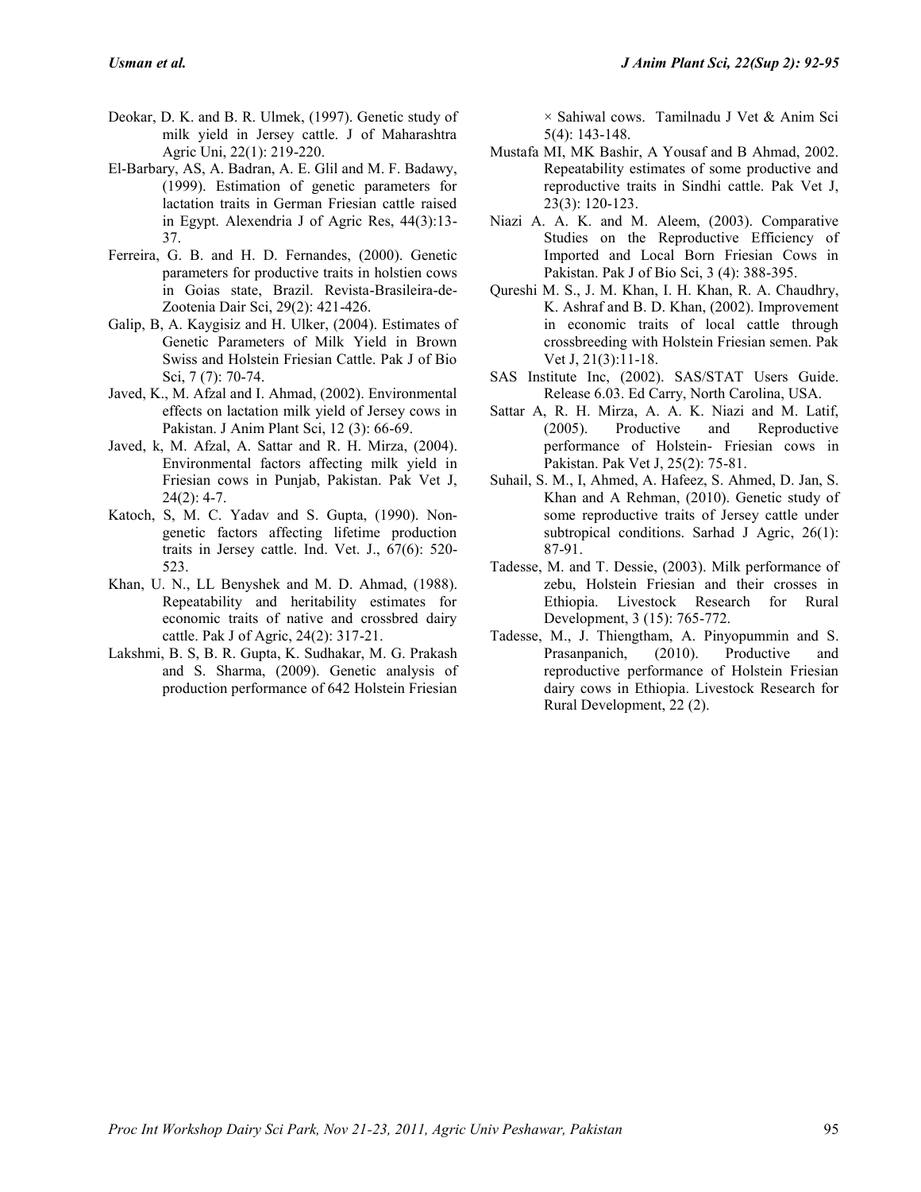Deokar, D. K. and B. R. Ulmek, (1997). Genetic study of milk yield in Jersey cattle. J of Maharashtra Agric Uni, 22(1): 219-220.

El-Barbary, AS, A. Badran, A. E. Glil and M. F. Badawy, (1999). Estimation of genetic parameters for lactation traits in German Friesian cattle raised in Egypt. Alexendria J of Agric Res, 44(3):13-37.

Ferreira, G. B. and H. D. Fernandes, (2000). Genetic parameters for productive traits in holstien cows in Goias state, Brazil. Revista-Brasileira-de-Zootenia Dair Sci, 29(2): 421-426.

Galip, B, A. Kaygisiz and H. Ulker, (2004). Estimates of Genetic Parameters of Milk Yield in Brown Swiss and Holstein Friesian Cattle. Pak J of Bio Sci, 7 (7): 70-74.

Javed, K., M. Afzal and I. Ahmad, (2002). Environmental effects on lactation milk yield of Jersey cows in Pakistan. J Anim Plant Sci, 12 (3): 66-69.

Javed, k, M. Afzal, A. Sattar and R. H. Mirza, (2004). Environmental factors affecting milk yield in Friesian cows in Punjab, Pakistan. Pak Vet J, 24(2): 4-7.

Katoch, S, M. C. Yadav and S. Gupta, (1990). Non-genetic factors affecting lifetime production traits in Jersey cattle. Ind. Vet. J., 67(6): 520-523.

Khan, U. N., LL Benyshek and M. D. Ahmad, (1988). Repeatability and heritability estimates for economic traits of native and crossbred dairy cattle. Pak J of Agric, 24(2): 317-21.

Lakshmi, B. S, B. R. Gupta, K. Sudhakar, M. G. Prakash and S. Sharma, (2009). Genetic analysis of production performance of 642 Holstein Friesian × Sahiwal cows. Tamilnadu J Vet & Anim Sci 5(4): 143-148.

Mustafa MI, MK Bashir, A Yousaf and B Ahmad, 2002. Repeatability estimates of some productive and reproductive traits in Sindhi cattle. Pak Vet J, 23(3): 120-123.

Niazi A. A. K. and M. Aleem, (2003). Comparative Studies on the Reproductive Efficiency of Imported and Local Born Friesian Cows in Pakistan. Pak J of Bio Sci, 3 (4): 388-395.

Qureshi M. S., J. M. Khan, I. H. Khan, R. A. Chaudhry, K. Ashraf and B. D. Khan, (2002). Improvement in economic traits of local cattle through crossbreeding with Holstein Friesian semen. Pak Vet J, 21(3):11-18.

SAS Institute Inc, (2002). SAS/STAT Users Guide. Release 6.03. Ed Carry, North Carolina, USA.

Sattar A, R. H. Mirza, A. A. K. Niazi and M. Latif, (2005). Productive and Reproductive performance of Holstein- Friesian cows in Pakistan. Pak Vet J, 25(2): 75-81.

Suhail, S. M., I, Ahmed, A. Hafeez, S. Ahmed, D. Jan, S. Khan and A Rehman, (2010). Genetic study of some reproductive traits of Jersey cattle under subtropical conditions. Sarhad J Agric, 26(1): 87-91.

Tadesse, M. and T. Dessie, (2003). Milk performance of zebu, Holstein Friesian and their crosses in Ethiopia. Livestock Research for Rural Development, 3 (15): 765-772.

Tadesse, M., J. Thiengtham, A. Pinyopummin and S. Prasanpanich, (2010). Productive and reproductive performance of Holstein Friesian dairy cows in Ethiopia. Livestock Research for Rural Development, 22 (2).